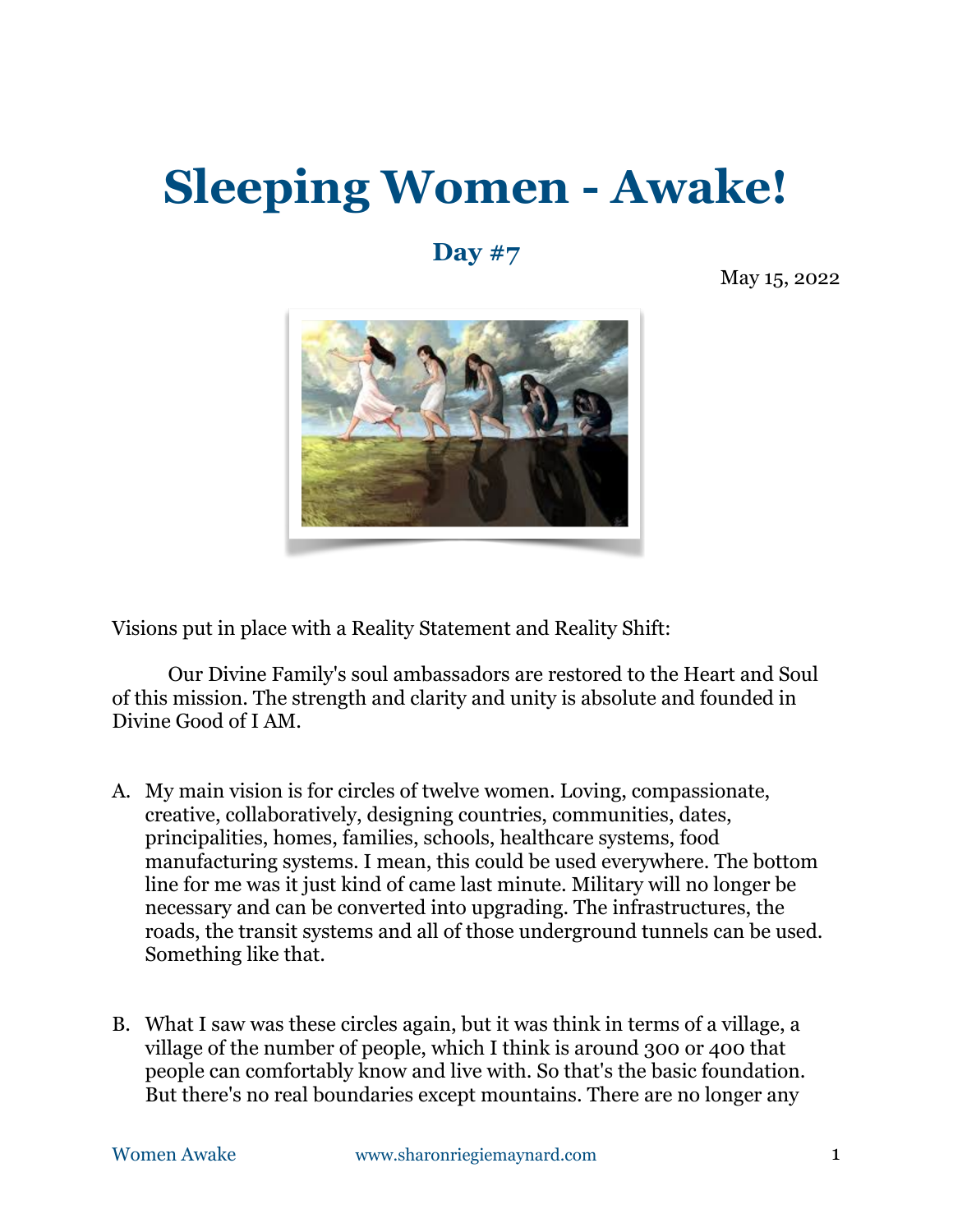# Sleeping Women - Awake!

## Day #7

May 15, 2022

Visions put in place with a Reality Statement and Reality Shift:

Our Divine Family's soul ambassadors are restored to the Heart and Soul of this mission. The strength and clarity and unity is absolute and founded in Divine Good of I AM.

A. My main vision is for circles of twelve women. Loving, compassionate, creative, collaboratively, designing countries, communities, dates, principalities, homes, families, schools, healthcare systems, food manufacturing systems. I mean, this could be used everywhere. The bottom line for me was it just kind of came last minute. Military will no longer be necessary and can be converted into upgrading. The infrastructures, the roads, the transit systems and all of those underground tunnels can be used. Something like that.

B. What I saw was these circles again, but it was think in terms of a village, a village of the number of people, which I think is around 300 or 400 that people can comfortably know and live with. So that's the basic foundation. But there's no real boundaries except mountains. There are no longer any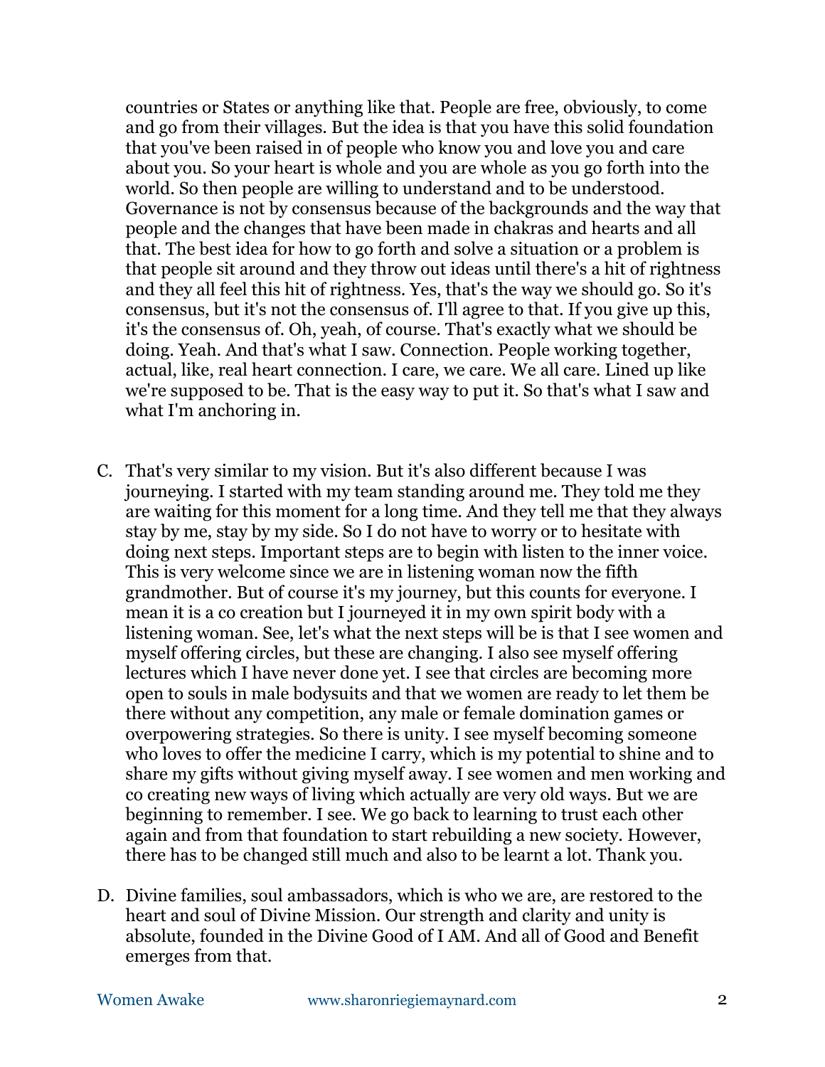countries or States or anything like that. People are free, obviously, to come and go from their villages. But the idea is that you have this solid foundation that you've been raised in of people who know you and love you and care about you. So your heart is whole and you are whole as you go forth into the world. So then people are willing to understand and to be understood. Governance is not by consensus because of the backgrounds and the way that people and the changes that have been made in chakras and hearts and all that. The best idea for how to go forth and solve a situation or a problem is that people sit around and they throw out ideas until there's a hit of rightness and they all feel this hit of rightness. Yes, that's the way we should go. So it's consensus, but it's not the consensus of. I'll agree to that. If you give up this, it's the consensus of. Oh, yeah, of course. That's exactly what we should be doing. Yeah. And that's what I saw. Connection. People working together, actual, like, real heart connection. I care, we care. We all care. Lined up like we're supposed to be. That is the easy way to put it. So that's what I saw and what I'm anchoring in.

C. That's very similar to my vision. But it's also different because I was journeying. I started with my team standing around me. They told me they are waiting for this moment for a long time. And they tell me that they always stay by me, stay by my side. So I do not have to worry or to hesitate with doing next steps. Important steps are to begin with listen to the inner voice. This is very welcome since we are in listening woman now the fifth grandmother. But of course it's my journey, but this counts for everyone. I mean it is a co creation but I journeyed it in my own spirit body with a listening woman. See, let's what the next steps will be is that I see women and myself offering circles, but these are changing. I also see myself offering lectures which I have never done yet. I see that circles are becoming more open to souls in male bodysuits and that we women are ready to let them be there without any competition, any male or female domination games or overpowering strategies. So there is unity. I see myself becoming someone who loves to offer the medicine I carry, which is my potential to shine and to share my gifts without giving myself away. I see women and men working and co creating new ways of living which actually are very old ways. But we are beginning to remember. I see. We go back to learning to trust each other again and from that foundation to start rebuilding a new society. However, there has to be changed still much and also to be learnt a lot. Thank you.

D. Divine families, soul ambassadors, which is who we are, are restored to the heart and soul of Divine Mission. Our strength and clarity and unity is absolute, founded in the Divine Good of I AM. And all of Good and Benefit emerges from that.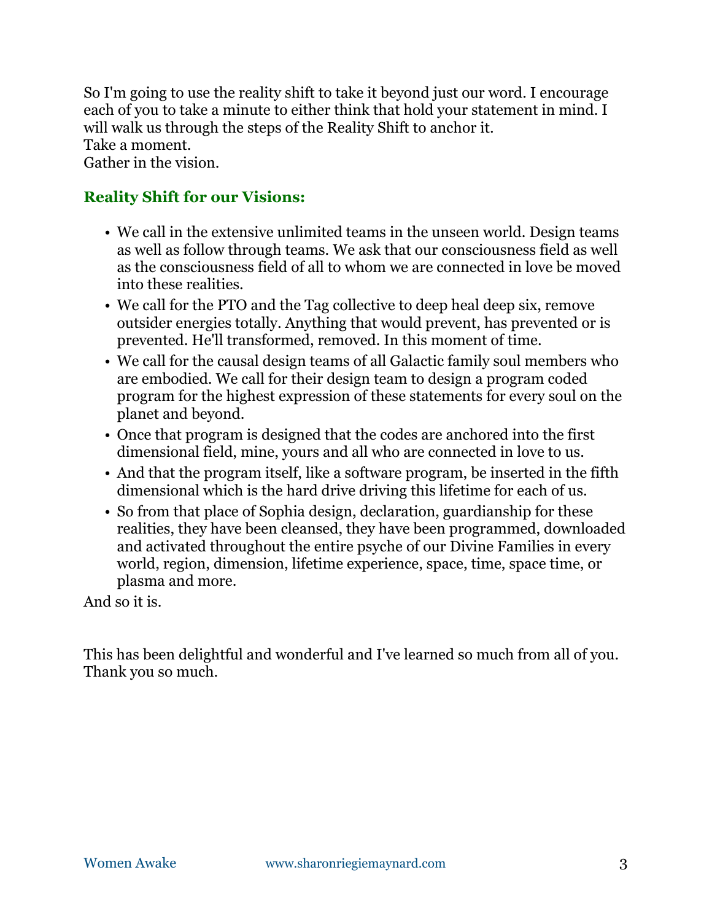So I'm going to use the reality shift to take it beyond just our word. I encourage each of you to take a minute to either think that hold your statement in mind. I will walk us through the steps of the Reality Shift to anchor it.
Take a moment.
Gather in the vision.

### Reality Shift for our Visions:

- We call in the extensive unlimited teams in the unseen world. Design teams as well as follow through teams. We ask that our consciousness field as well as the consciousness field of all to whom we are connected in love be moved into these realities.
- We call for the PTO and the Tag collective to deep heal deep six, remove outsider energies totally. Anything that would prevent, has prevented or is prevented. He'll transformed, removed. In this moment of time.
- We call for the causal design teams of all Galactic family soul members who are embodied. We call for their design team to design a program coded program for the highest expression of these statements for every soul on the planet and beyond.
- Once that program is designed that the codes are anchored into the first dimensional field, mine, yours and all who are connected in love to us.
- And that the program itself, like a software program, be inserted in the fifth dimensional which is the hard drive driving this lifetime for each of us.
- So from that place of Sophia design, declaration, guardianship for these realities, they have been cleansed, they have been programmed, downloaded and activated throughout the entire psyche of our Divine Families in every world, region, dimension, lifetime experience, space, time, space time, or plasma and more.

And so it is.

This has been delightful and wonderful and I've learned so much from all of you. Thank you so much.